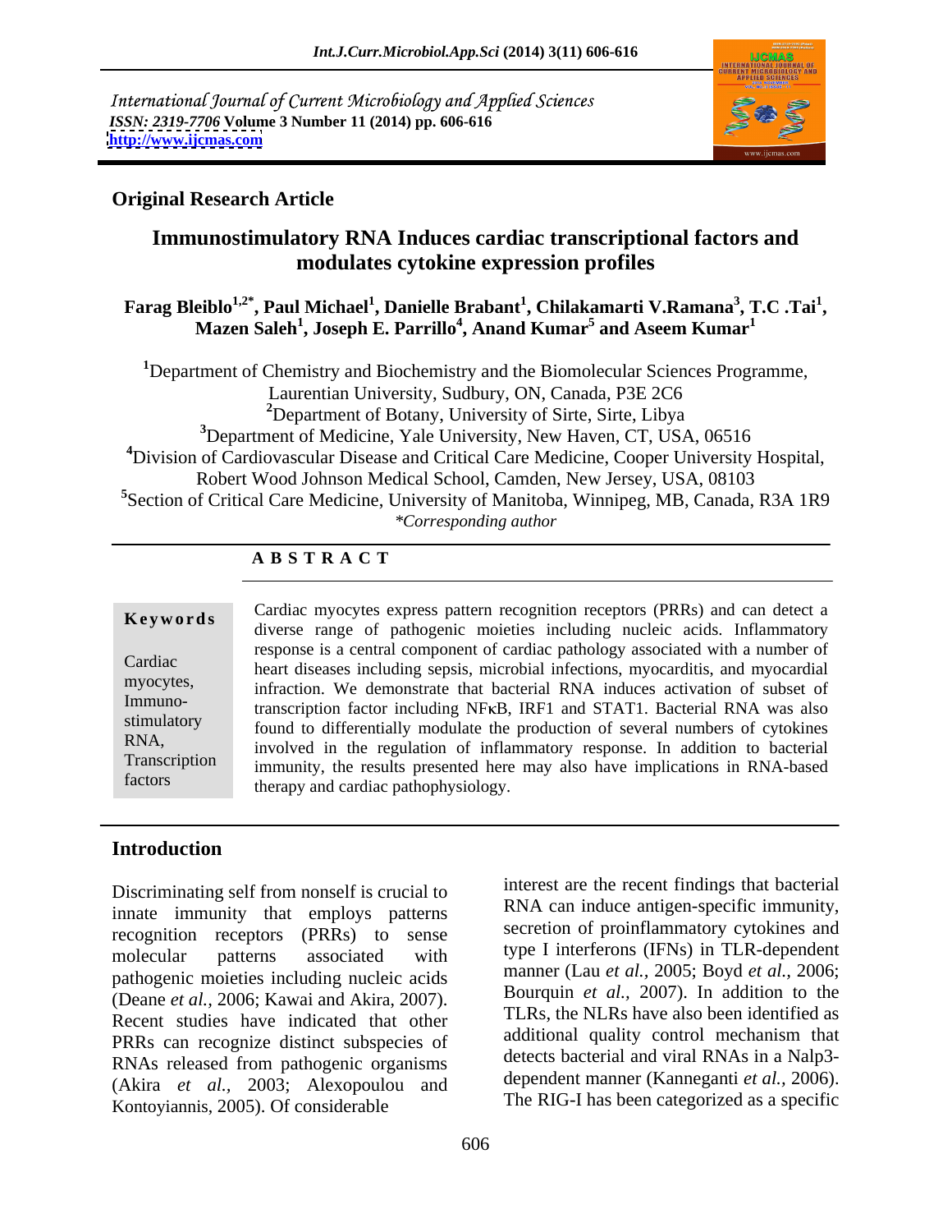International Journal of Current Microbiology and Applied Sciences
*ISSN: 2319-7706* **Volume 3 Number 11 (2014) pp. 606-616**
**http://www.ijcmas.com**

**Original Research Article**

# Immunostimulatory RNA Induces cardiac transcriptional factors and modulates cytokine expression profiles

**Farag Bleiblo[1,2*], Paul Michael[1], Danielle Brabant[1], Chilakamarti V.Ramana[3], T.C .Tai[1], Mazen Saleh[1], Joseph E. Parrillo[4], Anand Kumar[5] and Aseem Kumar[1]**

[1]Department of Chemistry and Biochemistry and the Biomolecular Sciences Programme, Laurentian University, Sudbury, ON, Canada, P3E 2C6
[2]Department of Botany, University of Sirte, Sirte, Libya
[3]Department of Medicine, Yale University, New Haven, CT, USA, 06516
[4]Division of Cardiovascular Disease and Critical Care Medicine, Cooper University Hospital, Robert Wood Johnson Medical School, Camden, New Jersey, USA, 08103
[5]Section of Critical Care Medicine, University of Manitoba, Winnipeg, MB, Canada, R3A 1R9
*\*Corresponding author*

## A B S T R A C T

**Keywords**

Cardiac myocytes, Immuno-stimulatory RNA, Transcription factors

Cardiac myocytes express pattern recognition receptors (PRRs) and can detect a diverse range of pathogenic moieties including nucleic acids. Inflammatory response is a central component of cardiac pathology associated with a number of heart diseases including sepsis, microbial infections, myocarditis, and myocardial infraction. We demonstrate that bacterial RNA induces activation of subset of transcription factor including NFκB, IRF1 and STAT1. Bacterial RNA was also found to differentially modulate the production of several numbers of cytokines involved in the regulation of inflammatory response. In addition to bacterial immunity, the results presented here may also have implications in RNA-based therapy and cardiac pathophysiology.

## Introduction

Discriminating self from nonself is crucial to innate immunity that employs patterns recognition receptors (PRRs) to sense molecular patterns associated with pathogenic moieties including nucleic acids (Deane *et al.,* 2006; Kawai and Akira, 2007). Recent studies have indicated that other PRRs can recognize distinct subspecies of RNAs released from pathogenic organisms (Akira *et al.,* 2003; Alexopoulou and Kontoyiannis, 2005). Of considerable interest are the recent findings that bacterial RNA can induce antigen-specific immunity, secretion of proinflammatory cytokines and type I interferons (IFNs) in TLR-dependent manner (Lau *et al.,* 2005; Boyd *et al.,* 2006; Bourquin *et al.,* 2007). In addition to the TLRs, the NLRs have also been identified as additional quality control mechanism that detects bacterial and viral RNAs in a Nalp3-dependent manner (Kanneganti *et al.,* 2006). The RIG-I has been categorized as a specific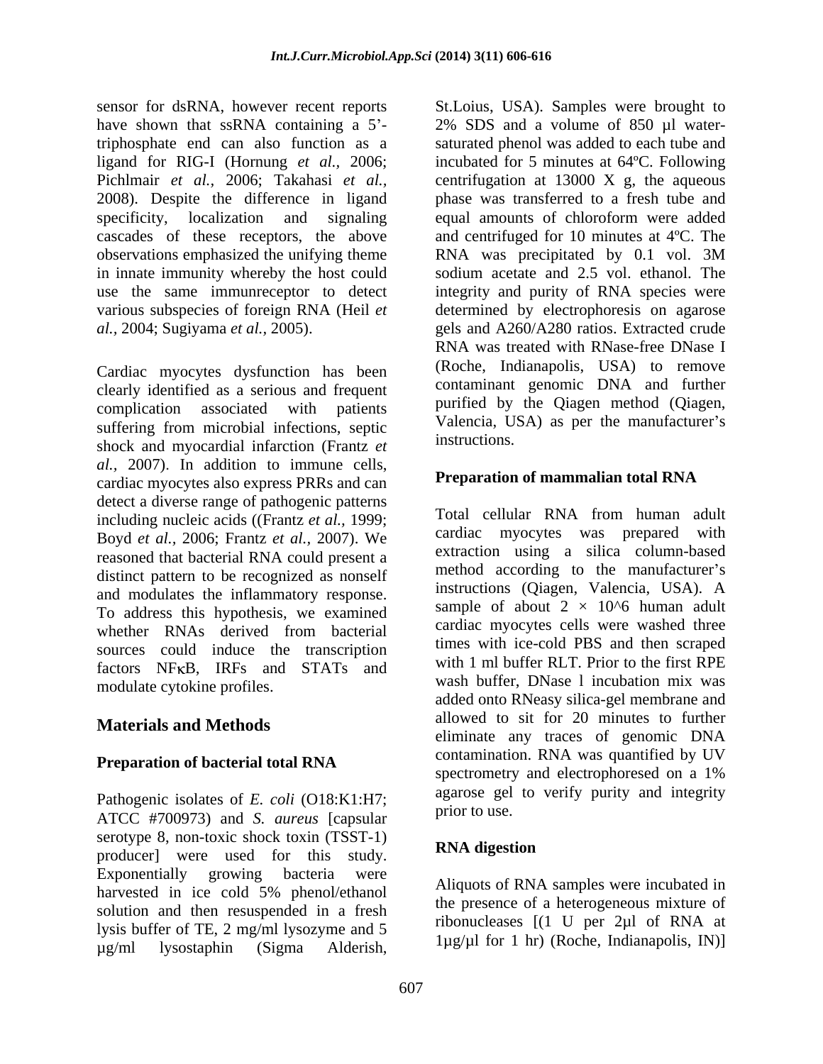sensor for dsRNA, however recent reports have shown that ssRNA containing a 5'-triphosphate end can also function as a ligand for RIG-I (Hornung *et al.,* 2006; Pichlmair *et al.,* 2006; Takahasi *et al.,* 2008). Despite the difference in ligand specificity, localization and signaling cascades of these receptors, the above observations emphasized the unifying theme in innate immunity whereby the host could use the same immunreceptor to detect various subspecies of foreign RNA (Heil *et al.,* 2004; Sugiyama *et al.,* 2005).

Cardiac myocytes dysfunction has been clearly identified as a serious and frequent complication associated with patients suffering from microbial infections, septic shock and myocardial infarction (Frantz *et al.,* 2007). In addition to immune cells, cardiac myocytes also express PRRs and can detect a diverse range of pathogenic patterns including nucleic acids ((Frantz *et al.,* 1999; Boyd *et al.,* 2006; Frantz *et al.,* 2007). We reasoned that bacterial RNA could present a distinct pattern to be recognized as nonself and modulates the inflammatory response. To address this hypothesis, we examined whether RNAs derived from bacterial sources could induce the transcription factors NFκB, IRFs and STATs and modulate cytokine profiles.

## Materials and Methods

### Preparation of bacterial total RNA

Pathogenic isolates of *E. coli* (O18:K1:H7; ATCC #700973) and *S. aureus* [capsular serotype 8, non-toxic shock toxin (TSST-1) producer] were used for this study. Exponentially growing bacteria were harvested in ice cold 5% phenol/ethanol solution and then resuspended in a fresh lysis buffer of TE, 2 mg/ml lysozyme and 5 µg/ml lysostaphin (Sigma Alderish, St.Loius, USA). Samples were brought to 2% SDS and a volume of 850 µl water-saturated phenol was added to each tube and incubated for 5 minutes at 64ºC. Following centrifugation at 13000 X g, the aqueous phase was transferred to a fresh tube and equal amounts of chloroform were added and centrifuged for 10 minutes at 4ºC. The RNA was precipitated by 0.1 vol. 3M sodium acetate and 2.5 vol. ethanol. The integrity and purity of RNA species were determined by electrophoresis on agarose gels and A260/A280 ratios. Extracted crude RNA was treated with RNase-free DNase I (Roche, Indianapolis, USA) to remove contaminant genomic DNA and further purified by the Qiagen method (Qiagen, Valencia, USA) as per the manufacturer's instructions.

### Preparation of mammalian total RNA

Total cellular RNA from human adult cardiac myocytes was prepared with extraction using a silica column-based method according to the manufacturer's instructions (Qiagen, Valencia, USA). A sample of about $2 \times 10^6$ human adult cardiac myocytes cells were washed three times with ice-cold PBS and then scraped with 1 ml buffer RLT. Prior to the first RPE wash buffer, DNase l incubation mix was added onto RNeasy silica-gel membrane and allowed to sit for 20 minutes to further eliminate any traces of genomic DNA contamination. RNA was quantified by UV spectrometry and electrophoresed on a 1% agarose gel to verify purity and integrity prior to use.

### RNA digestion

Aliquots of RNA samples were incubated in the presence of a heterogeneous mixture of ribonucleases [(1 U per 2µl of RNA at 1µg/µl for 1 hr) (Roche, Indianapolis, IN)]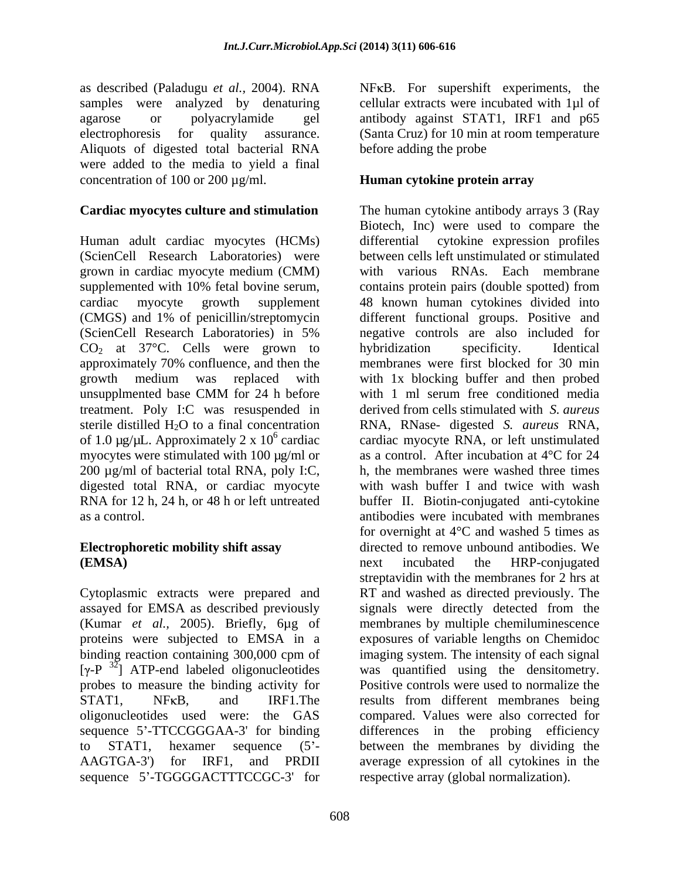as described (Paladugu *et al.,* 2004). RNA samples were analyzed by denaturing agarose or polyacrylamide gel electrophoresis for quality assurance. Aliquots of digested total bacterial RNA were added to the media to yield a final concentration of 100 or 200 µg/ml.

### Cardiac myocytes culture and stimulation

Human adult cardiac myocytes (HCMs) (ScienCell Research Laboratories) were grown in cardiac myocyte medium (CMM) supplemented with 10% fetal bovine serum, cardiac myocyte growth supplement (CMGS) and 1% of penicillin/streptomycin (ScienCell Research Laboratories) in 5% $CO_2$ at 37°C. Cells were grown to approximately 70% confluence, and then the growth medium was replaced with unsupplmented base CMM for 24 h before treatment. Poly I:C was resuspended in sterile distilled $H_2O$ to a final concentration of 1.0 µg/µL. Approximately 2 x $10^6$ cardiac myocytes were stimulated with 100 µg/ml or 200 µg/ml of bacterial total RNA, poly I:C, digested total RNA, or cardiac myocyte RNA for 12 h, 24 h, or 48 h or left untreated as a control.

### Electrophoretic mobility shift assay (EMSA)

Cytoplasmic extracts were prepared and assayed for EMSA as described previously (Kumar *et al.,* 2005). Briefly, 6µg of proteins were subjected to EMSA in a binding reaction containing 300,000 cpm of [$\gamma$-P $^{32}$] ATP-end labeled oligonucleotides probes to measure the binding activity for STAT1, NFκB, and IRF1.The oligonucleotides used were: the GAS sequence 5'-TTCCGGGAA-3' for binding to STAT1, hexamer sequence (5'-AAGTGA-3') for IRF1, and PRDII sequence 5'-TGGGGACTTTCCGC-3' for NFκB. For supershift experiments, the cellular extracts were incubated with 1µl of antibody against STAT1, IRF1 and p65 (Santa Cruz) for 10 min at room temperature before adding the probe

### Human cytokine protein array

The human cytokine antibody arrays 3 (Ray Biotech, Inc) were used to compare the differential cytokine expression profiles between cells left unstimulated or stimulated with various RNAs. Each membrane contains protein pairs (double spotted) from 48 known human cytokines divided into different functional groups. Positive and negative controls are also included for hybridization specificity. Identical membranes were first blocked for 30 min with 1x blocking buffer and then probed with 1 ml serum free conditioned media derived from cells stimulated with *S. aureus* RNA, RNase- digested *S. aureus* RNA, cardiac myocyte RNA, or left unstimulated as a control. After incubation at 4°C for 24 h, the membranes were washed three times with wash buffer I and twice with wash buffer II. Biotin-conjugated anti-cytokine antibodies were incubated with membranes for overnight at 4°C and washed 5 times as directed to remove unbound antibodies. We next incubated the HRP-conjugated streptavidin with the membranes for 2 hrs at RT and washed as directed previously. The signals were directly detected from the membranes by multiple chemiluminescence exposures of variable lengths on Chemidoc imaging system. The intensity of each signal was quantified using the densitometry. Positive controls were used to normalize the results from different membranes being compared. Values were also corrected for differences in the probing efficiency between the membranes by dividing the average expression of all cytokines in the respective array (global normalization).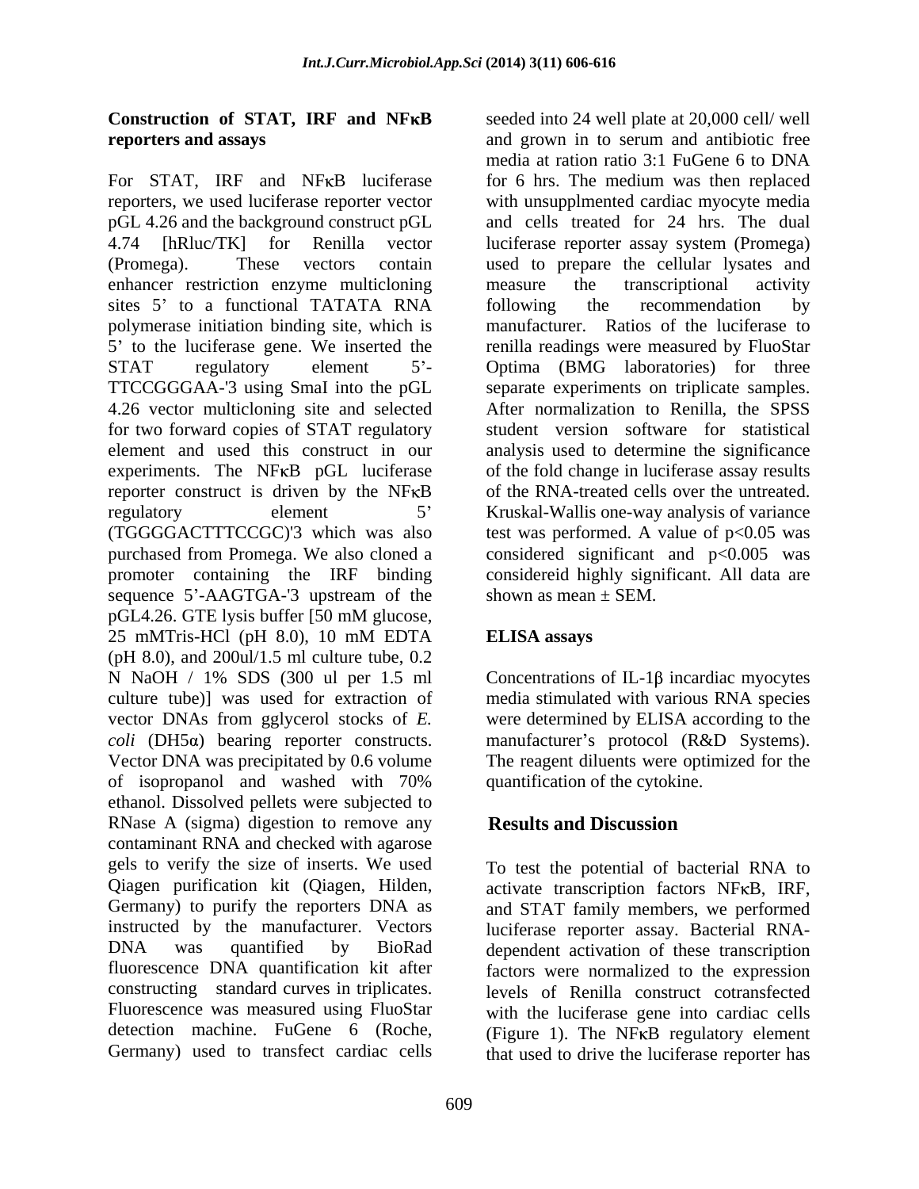## Construction of STAT, IRF and NFκB reporters and assays

For STAT, IRF and NFκB luciferase reporters, we used luciferase reporter vector pGL 4.26 and the background construct pGL 4.74 [hRluc/TK] for Renilla vector (Promega). These vectors contain enhancer restriction enzyme multicloning sites 5' to a functional TATATA RNA polymerase initiation binding site, which is 5' to the luciferase gene. We inserted the STAT regulatory element 5'-TTCCGGGAA-'3 using SmaI into the pGL 4.26 vector multicloning site and selected for two forward copies of STAT regulatory element and used this construct in our experiments. The NFκB pGL luciferase reporter construct is driven by the NFκB regulatory element 5' (TGGGGACTTTCCGC)'3 which was also purchased from Promega. We also cloned a promoter containing the IRF binding sequence 5'-AAGTGA-'3 upstream of the pGL4.26. GTE lysis buffer [50 mM glucose, 25 mMTris-HCl (pH 8.0), 10 mM EDTA (pH 8.0), and 200ul/1.5 ml culture tube, 0.2 N NaOH / 1% SDS (300 ul per 1.5 ml culture tube)] was used for extraction of vector DNAs from gglycerol stocks of *E. coli* (DH5α) bearing reporter constructs. Vector DNA was precipitated by 0.6 volume of isopropanol and washed with 70% ethanol. Dissolved pellets were subjected to RNase A (sigma) digestion to remove any contaminant RNA and checked with agarose gels to verify the size of inserts. We used Qiagen purification kit (Qiagen, Hilden, Germany) to purify the reporters DNA as instructed by the manufacturer. Vectors DNA was quantified by BioRad fluorescence DNA quantification kit after constructing standard curves in triplicates. Fluorescence was measured using FluoStar detection machine. FuGene 6 (Roche, Germany) used to transfect cardiac cells seeded into 24 well plate at 20,000 cell/ well and grown in to serum and antibiotic free media at ration ratio 3:1 FuGene 6 to DNA for 6 hrs. The medium was then replaced with unsupplmented cardiac myocyte media and cells treated for 24 hrs. The dual luciferase reporter assay system (Promega) used to prepare the cellular lysates and measure the transcriptional activity following the recommendation by manufacturer. Ratios of the luciferase to renilla readings were measured by FluoStar Optima (BMG laboratories) for three separate experiments on triplicate samples. After normalization to Renilla, the SPSS student version software for statistical analysis used to determine the significance of the fold change in luciferase assay results of the RNA-treated cells over the untreated. Kruskal-Wallis one-way analysis of variance test was performed. A value of $p<0.05$ was considered significant and $p<0.005$ was considereid highly significant. All data are shown as mean ± SEM.

## ELISA assays

Concentrations of IL-1β incardiac myocytes media stimulated with various RNA species were determined by ELISA according to the manufacturer's protocol (R&D Systems). The reagent diluents were optimized for the quantification of the cytokine.

## Results and Discussion

To test the potential of bacterial RNA to activate transcription factors NFκB, IRF, and STAT family members, we performed luciferase reporter assay. Bacterial RNA-dependent activation of these transcription factors were normalized to the expression levels of Renilla construct cotransfected with the luciferase gene into cardiac cells (Figure 1). The NFκB regulatory element that used to drive the luciferase reporter has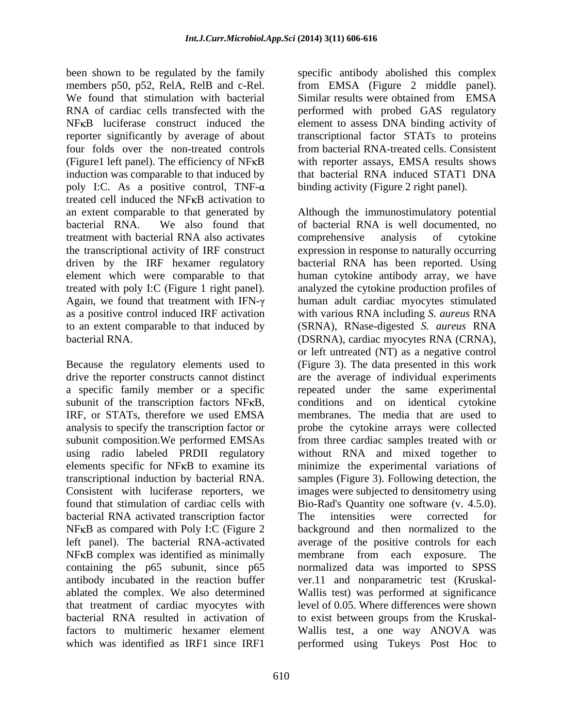been shown to be regulated by the family members p50, p52, RelA, RelB and c-Rel. We found that stimulation with bacterial RNA of cardiac cells transfected with the NFκB luciferase construct induced the reporter significantly by average of about four folds over the non-treated controls (Figure1 left panel). The efficiency of NFκB induction was comparable to that induced by poly I:C. As a positive control, TNF-α treated cell induced the NFκB activation to an extent comparable to that generated by bacterial RNA. We also found that treatment with bacterial RNA also activates the transcriptional activity of IRF construct driven by the IRF hexamer regulatory element which were comparable to that treated with poly I:C (Figure 1 right panel). Again, we found that treatment with IFN-γ as a positive control induced IRF activation to an extent comparable to that induced by bacterial RNA.

Because the regulatory elements used to drive the reporter constructs cannot distinct a specific family member or a specific subunit of the transcription factors NFκB, IRF, or STATs, therefore we used EMSA analysis to specify the transcription factor or subunit composition.We performed EMSAs using radio labeled PRDII regulatory elements specific for NFκB to examine its transcriptional induction by bacterial RNA. Consistent with luciferase reporters, we found that stimulation of cardiac cells with bacterial RNA activated transcription factor NFκB as compared with Poly I:C (Figure 2 left panel). The bacterial RNA-activated NFκB complex was identified as minimally containing the p65 subunit, since p65 antibody incubated in the reaction buffer ablated the complex. We also determined that treatment of cardiac myocytes with bacterial RNA resulted in activation of factors to multimeric hexamer element which was identified as IRF1 since IRF1 specific antibody abolished this complex from EMSA (Figure 2 middle panel). Similar results were obtained from EMSA performed with probed GAS regulatory element to assess DNA binding activity of transcriptional factor STATs to proteins from bacterial RNA-treated cells. Consistent with reporter assays, EMSA results shows that bacterial RNA induced STAT1 DNA binding activity (Figure 2 right panel).

Although the immunostimulatory potential of bacterial RNA is well documented, no comprehensive analysis of cytokine expression in response to naturally occurring bacterial RNA has been reported. Using human cytokine antibody array, we have analyzed the cytokine production profiles of human adult cardiac myocytes stimulated with various RNA including *S. aureus* RNA (SRNA), RNase-digested *S. aureus* RNA (DSRNA), cardiac myocytes RNA (CRNA), or left untreated (NT) as a negative control (Figure 3). The data presented in this work are the average of individual experiments repeated under the same experimental conditions and on identical cytokine membranes. The media that are used to probe the cytokine arrays were collected from three cardiac samples treated with or without RNA and mixed together to minimize the experimental variations of samples (Figure 3). Following detection, the images were subjected to densitometry using Bio-Rad's Quantity one software (v. 4.5.0). The intensities were corrected for background and then normalized to the average of the positive controls for each membrane from each exposure. The normalized data was imported to SPSS ver.11 and nonparametric test (Kruskal-Wallis test) was performed at significance level of 0.05. Where differences were shown to exist between groups from the Kruskal-Wallis test, a one way ANOVA was performed using Tukeys Post Hoc to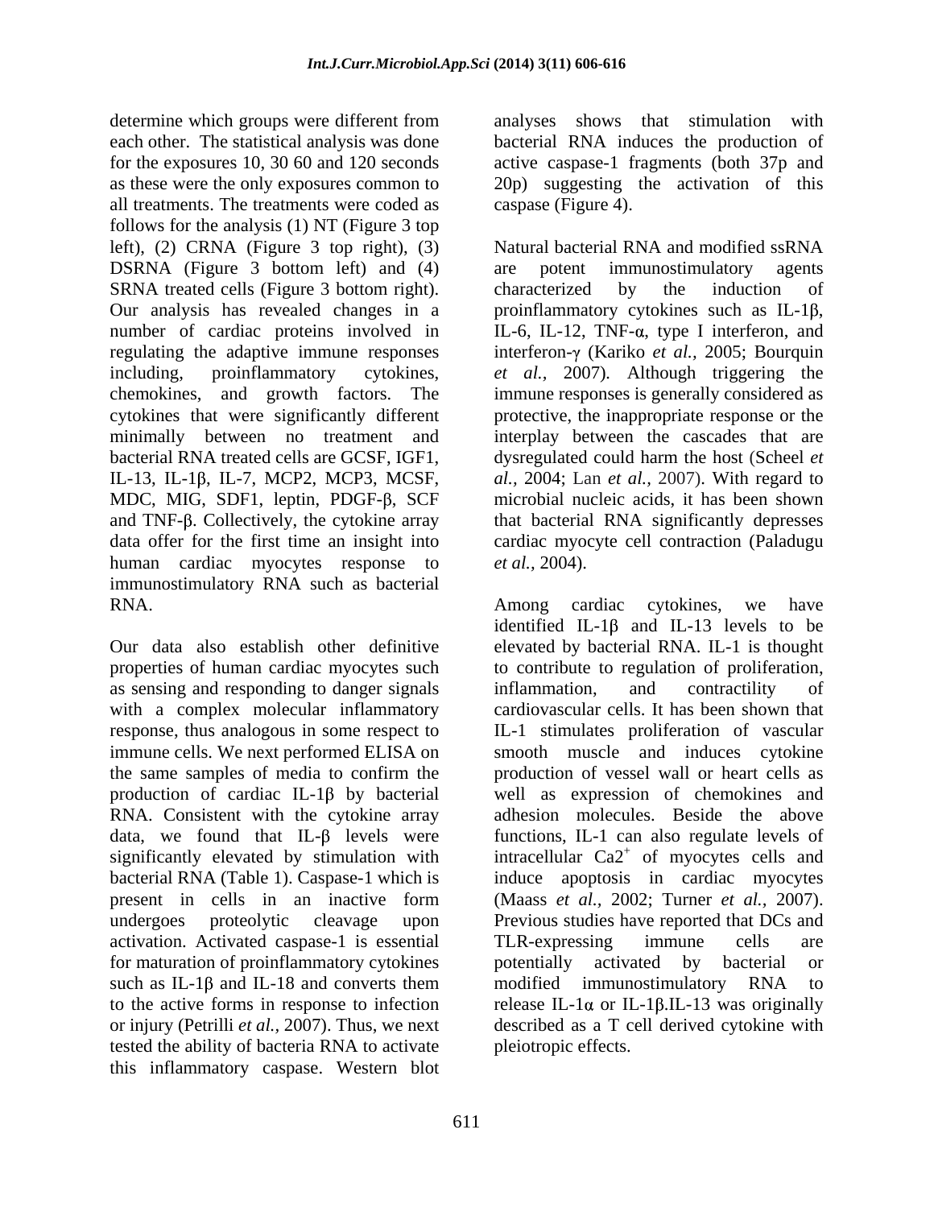determine which groups were different from each other. The statistical analysis was done for the exposures 10, 30 60 and 120 seconds as these were the only exposures common to all treatments. The treatments were coded as follows for the analysis (1) NT (Figure 3 top left), (2) CRNA (Figure 3 top right), (3) DSRNA (Figure 3 bottom left) and (4) SRNA treated cells (Figure 3 bottom right). Our analysis has revealed changes in a number of cardiac proteins involved in regulating the adaptive immune responses including, proinflammatory cytokines, chemokines, and growth factors. The cytokines that were significantly different minimally between no treatment and bacterial RNA treated cells are GCSF, IGF1, IL-13, IL-1β, IL-7, MCP2, MCP3, MCSF, MDC, MIG, SDF1, leptin, PDGF-β, SCF and TNF-β. Collectively, the cytokine array data offer for the first time an insight into human cardiac myocytes response to immunostimulatory RNA such as bacterial RNA.

Our data also establish other definitive properties of human cardiac myocytes such as sensing and responding to danger signals with a complex molecular inflammatory response, thus analogous in some respect to immune cells. We next performed ELISA on the same samples of media to confirm the production of cardiac IL-1β by bacterial RNA. Consistent with the cytokine array data, we found that IL-β levels were significantly elevated by stimulation with bacterial RNA (Table 1). Caspase-1 which is present in cells in an inactive form undergoes proteolytic cleavage upon activation. Activated caspase-1 is essential for maturation of proinflammatory cytokines such as IL-1β and IL-18 and converts them to the active forms in response to infection or injury (Petrilli *et al.*, 2007). Thus, we next tested the ability of bacteria RNA to activate this inflammatory caspase. Western blot analyses shows that stimulation with bacterial RNA induces the production of active caspase-1 fragments (both 37p and 20p) suggesting the activation of this caspase (Figure 4).

Natural bacterial RNA and modified ssRNA are potent immunostimulatory agents characterized by the induction of proinflammatory cytokines such as IL-1β, IL-6, IL-12, TNF-α, type I interferon, and interferon-γ (Kariko *et al.*, 2005; Bourquin *et al.*, 2007). Although triggering the immune responses is generally considered as protective, the inappropriate response or the interplay between the cascades that are dysregulated could harm the host (Scheel *et al.*, 2004; Lan *et al.*, 2007). With regard to microbial nucleic acids, it has been shown that bacterial RNA significantly depresses cardiac myocyte cell contraction (Paladugu *et al.*, 2004).

Among cardiac cytokines, we have identified IL-1β and IL-13 levels to be elevated by bacterial RNA. IL-1 is thought to contribute to regulation of proliferation, inflammation, and contractility of cardiovascular cells. It has been shown that IL-1 stimulates proliferation of vascular smooth muscle and induces cytokine production of vessel wall or heart cells as well as expression of chemokines and adhesion molecules. Beside the above functions, IL-1 can also regulate levels of intracellular $Ca2^{+}$ of myocytes cells and induce apoptosis in cardiac myocytes (Maass *et al.*, 2002; Turner *et al.*, 2007). Previous studies have reported that DCs and TLR-expressing immune cells are potentially activated by bacterial or modified immunostimulatory RNA to release IL-1α or IL-1β.IL-13 was originally described as a T cell derived cytokine with pleiotropic effects.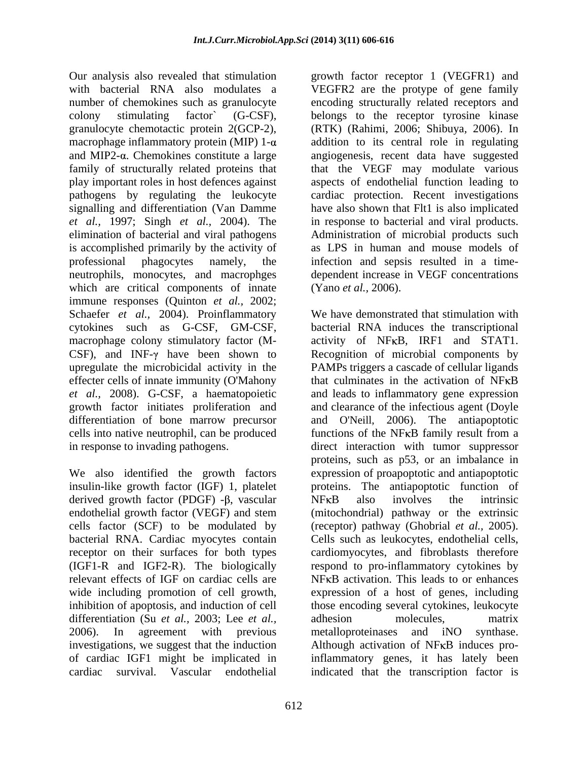Our analysis also revealed that stimulation with bacterial RNA also modulates a number of chemokines such as granulocyte colony stimulating factor` (G-CSF), granulocyte chemotactic protein 2(GCP-2), macrophage inflammatory protein (MIP) 1-α and MIP2-α. Chemokines constitute a large family of structurally related proteins that play important roles in host defences against pathogens by regulating the leukocyte signalling and differentiation (Van Damme *et al.,* 1997; Singh *et al.,* 2004). The elimination of bacterial and viral pathogens is accomplished primarily by the activity of professional phagocytes namely, the neutrophils, monocytes, and macrophges which are critical components of innate immune responses (Quinton *et al.,* 2002; Schaefer *et al.,* 2004). Proinflammatory cytokines such as G-CSF, GM-CSF, macrophage colony stimulatory factor (M-CSF), and INF-γ have been shown to upregulate the microbicidal activity in the effecter cells of innate immunity (O'Mahony *et al.,* 2008). G-CSF, a haematopoietic growth factor initiates proliferation and differentiation of bone marrow precursor cells into native neutrophil, can be produced in response to invading pathogens.

We also identified the growth factors insulin-like growth factor (IGF) 1, platelet derived growth factor (PDGF) -β, vascular endothelial growth factor (VEGF) and stem cells factor (SCF) to be modulated by bacterial RNA. Cardiac myocytes contain receptor on their surfaces for both types (IGF1-R and IGF2-R). The biologically relevant effects of IGF on cardiac cells are wide including promotion of cell growth, inhibition of apoptosis, and induction of cell differentiation (Su *et al.,* 2003; Lee *et al.,* 2006). In agreement with previous investigations, we suggest that the induction of cardiac IGF1 might be implicated in cardiac survival. Vascular endothelial growth factor receptor 1 (VEGFR1) and VEGFR2 are the protype of gene family encoding structurally related receptors and belongs to the receptor tyrosine kinase (RTK) (Rahimi, 2006; Shibuya, 2006). In addition to its central role in regulating angiogenesis, recent data have suggested that the VEGF may modulate various aspects of endothelial function leading to cardiac protection. Recent investigations have also shown that Flt1 is also implicated in response to bacterial and viral products. Administration of microbial products such as LPS in human and mouse models of infection and sepsis resulted in a time-dependent increase in VEGF concentrations (Yano *et al.,* 2006).

We have demonstrated that stimulation with bacterial RNA induces the transcriptional activity of NFκB, IRF1 and STAT1. Recognition of microbial components by PAMPs triggers a cascade of cellular ligands that culminates in the activation of NFκB and leads to inflammatory gene expression and clearance of the infectious agent (Doyle and O'Neill, 2006). The antiapoptotic functions of the NFκB family result from a direct interaction with tumor suppressor proteins, such as p53, or an imbalance in expression of proapoptotic and antiapoptotic proteins. The antiapoptotic function of NFκB also involves the intrinsic (mitochondrial) pathway or the extrinsic (receptor) pathway (Ghobrial *et al.,* 2005). Cells such as leukocytes, endothelial cells, cardiomyocytes, and fibroblasts therefore respond to pro-inflammatory cytokines by NFκB activation. This leads to or enhances expression of a host of genes, including those encoding several cytokines, leukocyte adhesion molecules, matrix metalloproteinases and iNO synthase. Although activation of NFκB induces pro-inflammatory genes, it has lately been indicated that the transcription factor is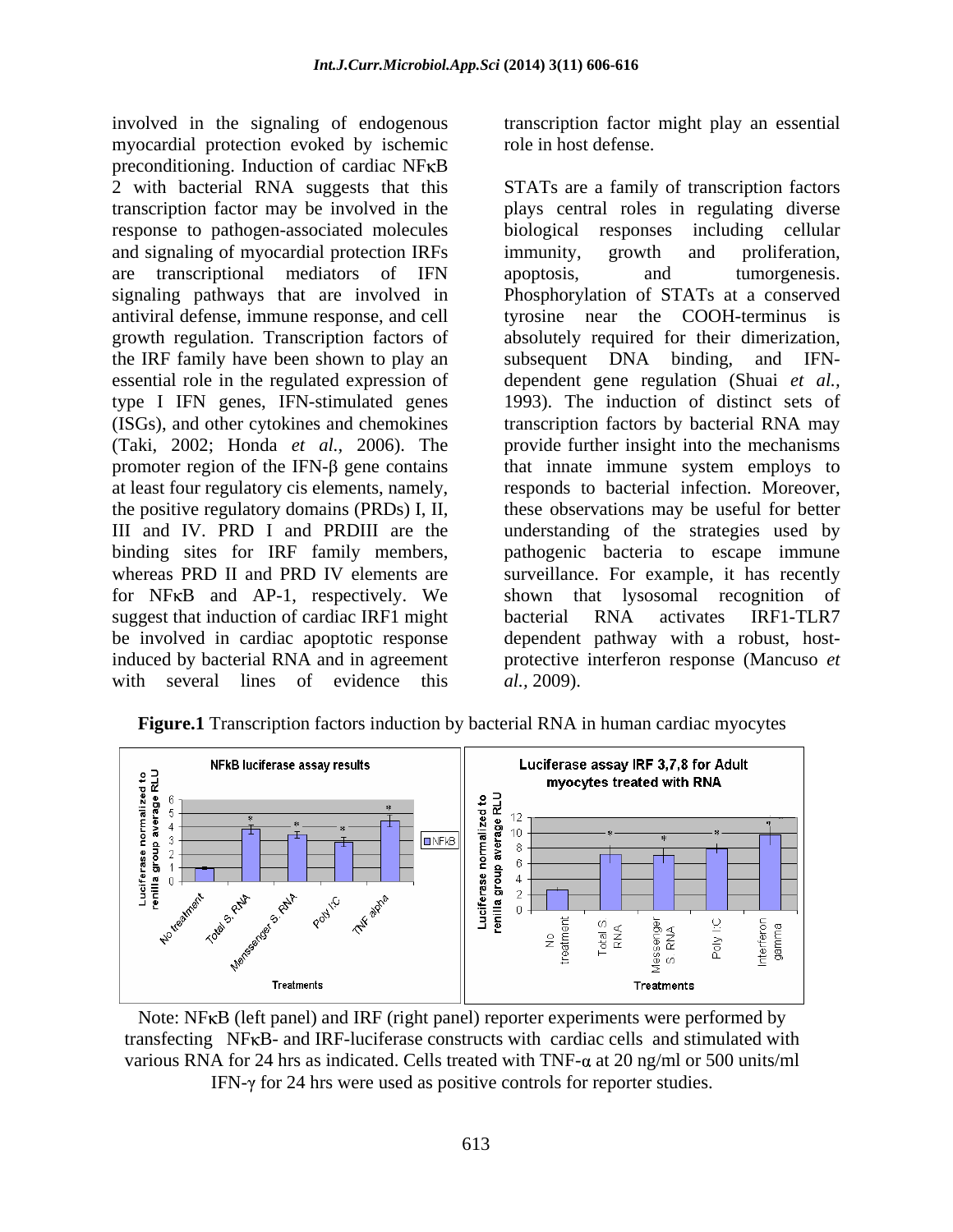involved in the signaling of endogenous myocardial protection evoked by ischemic preconditioning. Induction of cardiac NFκB 2 with bacterial RNA suggests that this transcription factor may be involved in the response to pathogen-associated molecules and signaling of myocardial protection IRFs are transcriptional mediators of IFN signaling pathways that are involved in antiviral defense, immune response, and cell growth regulation. Transcription factors of the IRF family have been shown to play an essential role in the regulated expression of type I IFN genes, IFN-stimulated genes (ISGs), and other cytokines and chemokines (Taki, 2002; Honda *et al.,* 2006). The promoter region of the IFN-β gene contains at least four regulatory cis elements, namely, the positive regulatory domains (PRDs) I, II, III and IV. PRD I and PRDIII are the binding sites for IRF family members, whereas PRD II and PRD IV elements are for NFκB and AP-1, respectively. We suggest that induction of cardiac IRF1 might be involved in cardiac apoptotic response induced by bacterial RNA and in agreement with several lines of evidence this transcription factor might play an essential role in host defense.

STATs are a family of transcription factors plays central roles in regulating diverse biological responses including cellular immunity, growth and proliferation, apoptosis, and tumorgenesis. Phosphorylation of STATs at a conserved tyrosine near the COOH-terminus is absolutely required for their dimerization, subsequent DNA binding, and IFN-dependent gene regulation (Shuai *et al.,* 1993). The induction of distinct sets of transcription factors by bacterial RNA may provide further insight into the mechanisms that innate immune system employs to responds to bacterial infection. Moreover, these observations may be useful for better understanding of the strategies used by pathogenic bacteria to escape immune surveillance. For example, it has recently shown that lysosomal recognition of bacterial RNA activates IRF1-TLR7 dependent pathway with a robust, host-protective interferon response (Mancuso *et al.,* 2009).

**Figure.1** Transcription factors induction by bacterial RNA in human cardiac myocytes

Note: NFκB (left panel) and IRF (right panel) reporter experiments were performed by transfecting NFκB- and IRF-luciferase constructs with cardiac cells and stimulated with various RNA for 24 hrs as indicated. Cells treated with TNF-α at 20 ng/ml or 500 units/ml IFN-γ for 24 hrs were used as positive controls for reporter studies.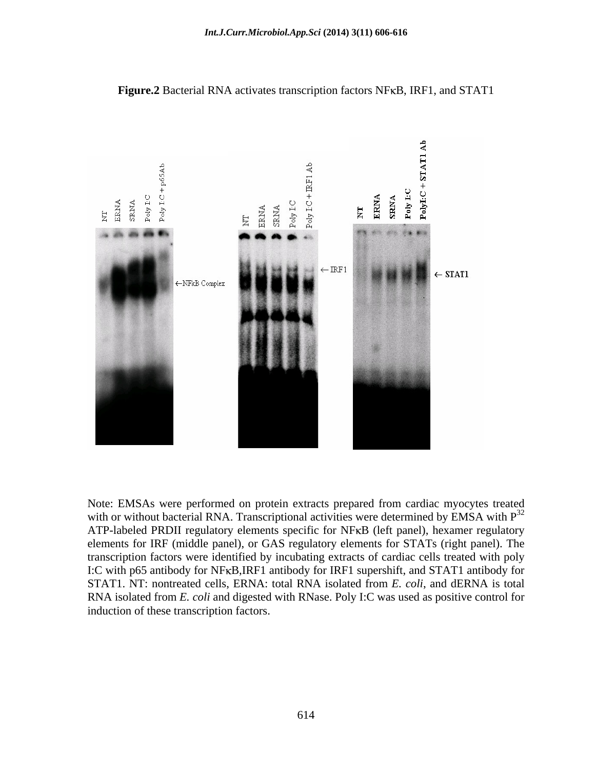**Figure.2** Bacterial RNA activates transcription factors NFκB, IRF1, and STAT1

Note: EMSAs were performed on protein extracts prepared from cardiac myocytes treated with or without bacterial RNA. Transcriptional activities were determined by EMSA with $P^{32}$ ATP-labeled PRDII regulatory elements specific for NFκB (left panel), hexamer regulatory elements for IRF (middle panel), or GAS regulatory elements for STATs (right panel). The transcription factors were identified by incubating extracts of cardiac cells treated with poly I:C with p65 antibody for NFκB,IRF1 antibody for IRF1 supershift, and STAT1 antibody for STAT1. NT: nontreated cells, ERNA: total RNA isolated from *E. coli*, and dERNA is total RNA isolated from *E. coli* and digested with RNase. Poly I:C was used as positive control for induction of these transcription factors.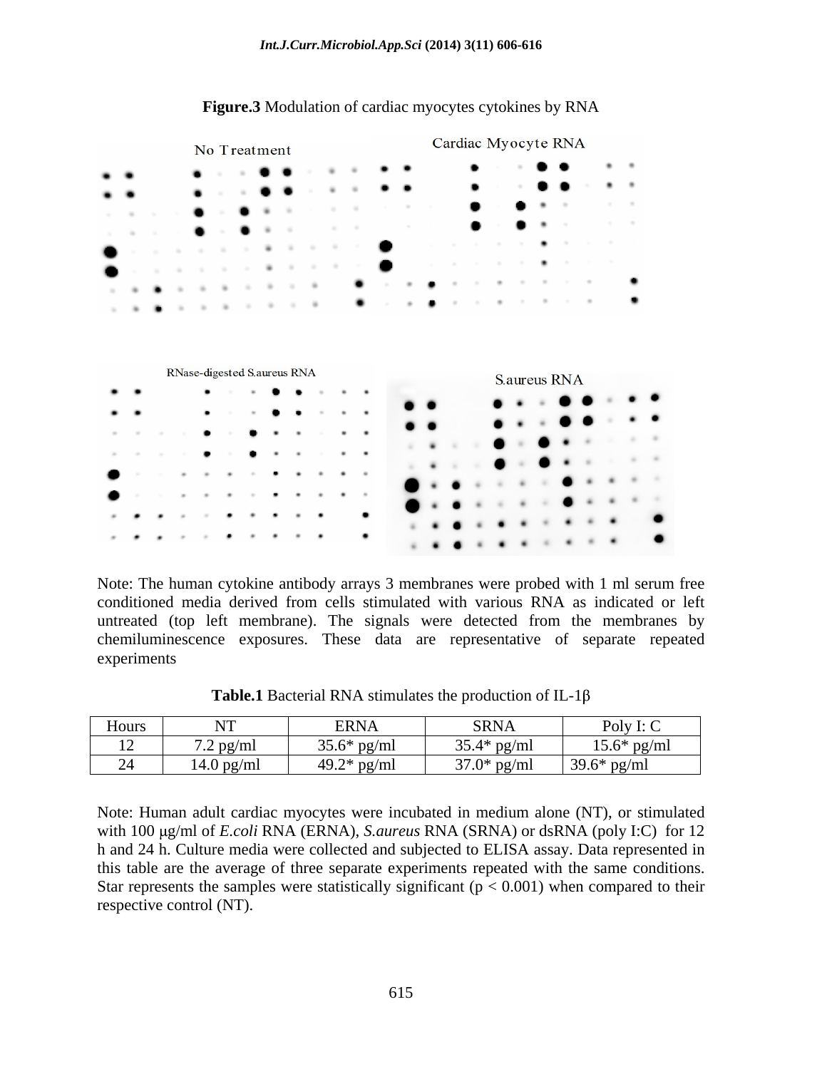**Figure.3** Modulation of cardiac myocytes cytokines by RNA

Note: The human cytokine antibody arrays 3 membranes were probed with 1 ml serum free conditioned media derived from cells stimulated with various RNA as indicated or left untreated (top left membrane). The signals were detected from the membranes by chemiluminescence exposures. These data are representative of separate repeated experiments

**Table.1** Bacterial RNA stimulates the production of IL-1β

| Hours | NT | ERNA | SRNA | Poly I: C |
| --- | --- | --- | --- | --- |
| 12 | 7.2 pg/ml | 35.6* pg/ml | 35.4* pg/ml | 15.6* pg/ml |
| 24 | 14.0 pg/ml | 49.2* pg/ml | 37.0* pg/ml | 39.6* pg/ml |

Note: Human adult cardiac myocytes were incubated in medium alone (NT), or stimulated with 100 μg/ml of *E.coli* RNA (ERNA), *S.aureus* RNA (SRNA) or dsRNA (poly I:C) for 12 h and 24 h. Culture media were collected and subjected to ELISA assay. Data represented in this table are the average of three separate experiments repeated with the same conditions. Star represents the samples were statistically significant ($p < 0.001$) when compared to their respective control (NT).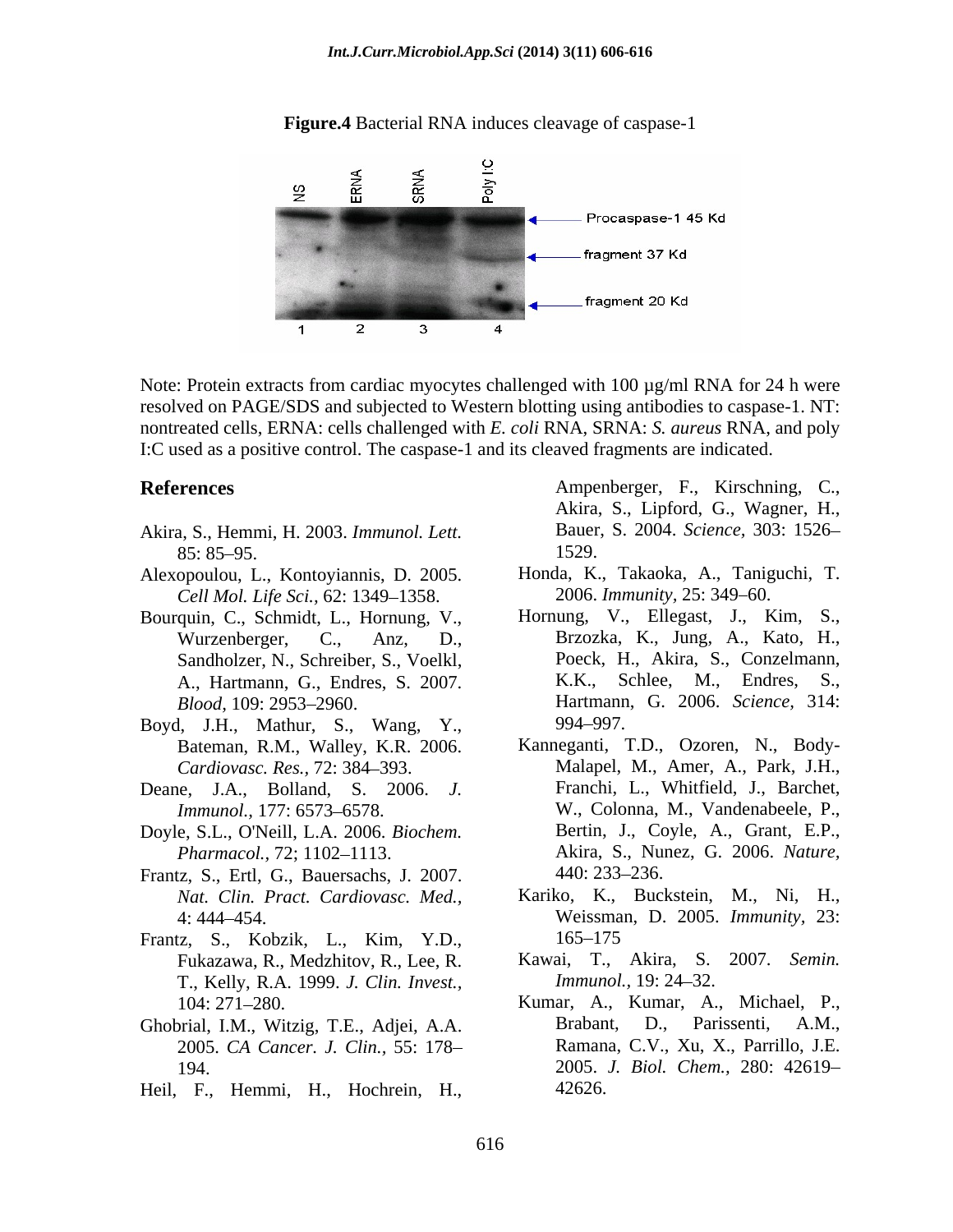**Figure.4** Bacterial RNA induces cleavage of caspase-1

Note: Protein extracts from cardiac myocytes challenged with 100 µg/ml RNA for 24 h were resolved on PAGE/SDS and subjected to Western blotting using antibodies to caspase-1. NT: nontreated cells, ERNA: cells challenged with *E. coli* RNA, SRNA: *S. aureus* RNA, and poly I:C used as a positive control. The caspase-1 and its cleaved fragments are indicated.

## References

Akira, S., Hemmi, H. 2003. *Immunol. Lett.* 85: 85–95.

Alexopoulou, L., Kontoyiannis, D. 2005. *Cell Mol. Life Sci.,* 62: 1349–1358.

Bourquin, C., Schmidt, L., Hornung, V., Wurzenberger, C., Anz, D., Sandholzer, N., Schreiber, S., Voelkl, A., Hartmann, G., Endres, S. 2007. *Blood,* 109: 2953–2960.

Boyd, J.H., Mathur, S., Wang, Y., Bateman, R.M., Walley, K.R. 2006. *Cardiovasc. Res.,* 72: 384–393.

Deane, J.A., Bolland, S. 2006. *J. Immunol.,* 177: 6573–6578.

Doyle, S.L., O'Neill, L.A. 2006. *Biochem. Pharmacol.,* 72; 1102–1113.

Frantz, S., Ertl, G., Bauersachs, J. 2007. *Nat. Clin. Pract. Cardiovasc. Med.,* 4: 444–454.

Frantz, S., Kobzik, L., Kim, Y.D., Fukazawa, R., Medzhitov, R., Lee, R. T., Kelly, R.A. 1999. *J. Clin. Invest.,* 104: 271–280.

Ghobrial, I.M., Witzig, T.E., Adjei, A.A. 2005. *CA Cancer. J. Clin.,* 55: 178–194.

Heil, F., Hemmi, H., Hochrein, H., Ampenberger, F., Kirschning, C., Akira, S., Lipford, G., Wagner, H., Bauer, S. 2004. *Science,* 303: 1526–1529.

Honda, K., Takaoka, A., Taniguchi, T. 2006. *Immunity,* 25: 349–60.

Hornung, V., Ellegast, J., Kim, S., Brzozka, K., Jung, A., Kato, H., Poeck, H., Akira, S., Conzelmann, K.K., Schlee, M., Endres, S., Hartmann, G. 2006. *Science,* 314: 994–997.

Kanneganti, T.D., Ozoren, N., Body-Malapel, M., Amer, A., Park, J.H., Franchi, L., Whitfield, J., Barchet, W., Colonna, M., Vandenabeele, P., Bertin, J., Coyle, A., Grant, E.P., Akira, S., Nunez, G. 2006. *Nature,* 440: 233–236.

Kariko, K., Buckstein, M., Ni, H., Weissman, D. 2005. *Immunity,* 23: 165–175

Kawai, T., Akira, S. 2007. *Semin. Immunol.,* 19: 24–32.

Kumar, A., Kumar, A., Michael, P., Brabant, D., Parissenti, A.M., Ramana, C.V., Xu, X., Parrillo, J.E. 2005. *J. Biol. Chem.,* 280: 42619–42626.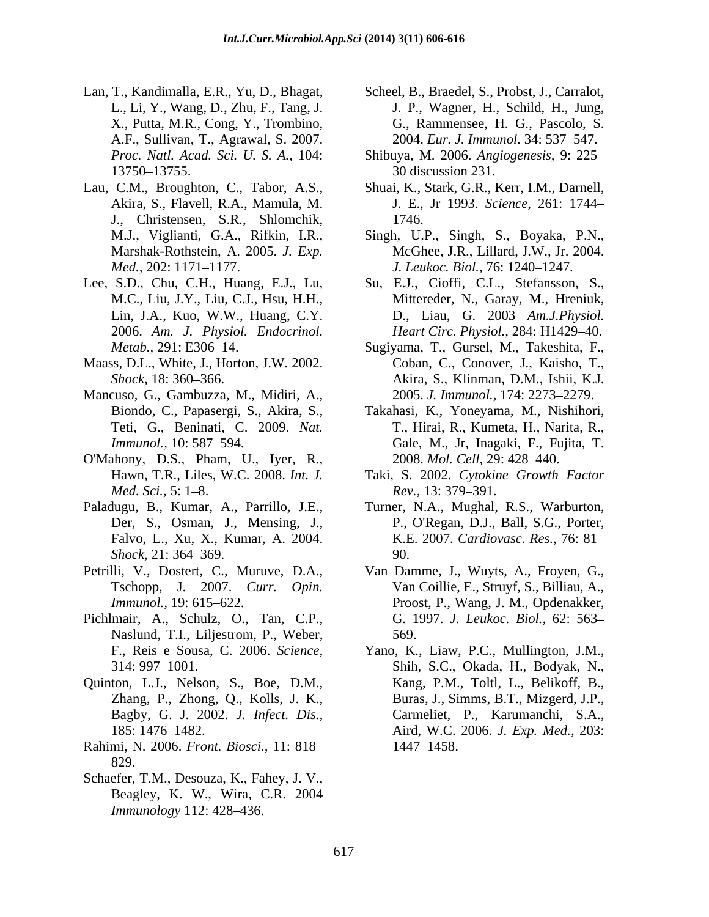Lan, T., Kandimalla, E.R., Yu, D., Bhagat, L., Li, Y., Wang, D., Zhu, F., Tang, J. X., Putta, M.R., Cong, Y., Trombino, A.F., Sullivan, T., Agrawal, S. 2007. *Proc. Natl. Acad. Sci. U. S. A.,* 104: 13750–13755.

Lau, C.M., Broughton, C., Tabor, A.S., Akira, S., Flavell, R.A., Mamula, M. J., Christensen, S.R., Shlomchik, M.J., Viglianti, G.A., Rifkin, I.R., Marshak-Rothstein, A. 2005. *J. Exp. Med.,* 202: 1171–1177.

Lee, S.D., Chu, C.H., Huang, E.J., Lu, M.C., Liu, J.Y., Liu, C.J., Hsu, H.H., Lin, J.A., Kuo, W.W., Huang, C.Y. 2006. *Am. J. Physiol. Endocrinol. Metab.,* 291: E306–14.

Maass, D.L., White, J., Horton, J.W. 2002. *Shock,* 18: 360–366.

Mancuso, G., Gambuzza, M., Midiri, A., Biondo, C., Papasergi, S., Akira, S., Teti, G., Beninati, C. 2009. *Nat. Immunol.,* 10: 587–594.

O'Mahony, D.S., Pham, U., Iyer, R., Hawn, T.R., Liles, W.C. 2008. *Int. J. Med. Sci.,* 5: 1–8.

Paladugu, B., Kumar, A., Parrillo, J.E., Der, S., Osman, J., Mensing, J., Falvo, L., Xu, X., Kumar, A. 2004. *Shock,* 21: 364–369.

Petrilli, V., Dostert, C., Muruve, D.A., Tschopp, J. 2007. *Curr. Opin. Immunol.,* 19: 615–622.

Pichlmair, A., Schulz, O., Tan, C.P., Naslund, T.I., Liljestrom, P., Weber, F., Reis e Sousa, C. 2006. *Science,* 314: 997–1001.

Quinton, L.J., Nelson, S., Boe, D.M., Zhang, P., Zhong, Q., Kolls, J. K., Bagby, G. J. 2002. *J. Infect. Dis.,* 185: 1476–1482.

Rahimi, N. 2006. *Front. Biosci.,* 11: 818–829.

Schaefer, T.M., Desouza, K., Fahey, J. V., Beagley, K. W., Wira, C.R. 2004 *Immunology* 112: 428–436.

Scheel, B., Braedel, S., Probst, J., Carralot, J. P., Wagner, H., Schild, H., Jung, G., Rammensee, H. G., Pascolo, S. 2004. *Eur. J. Immunol.* 34: 537–547.

Shibuya, M. 2006. *Angiogenesis,* 9: 225–30 discussion 231.

Shuai, K., Stark, G.R., Kerr, I.M., Darnell, J. E., Jr 1993. *Science,* 261: 1744–1746.

Singh, U.P., Singh, S., Boyaka, P.N., McGhee, J.R., Lillard, J.W., Jr. 2004. *J. Leukoc. Biol.,* 76: 1240–1247.

Su, E.J., Cioffi, C.L., Stefansson, S., Mittereder, N., Garay, M., Hreniuk, D., Liau, G. 2003 *Am.J.Physiol. Heart Circ. Physiol.,* 284: H1429–40.

Sugiyama, T., Gursel, M., Takeshita, F., Coban, C., Conover, J., Kaisho, T., Akira, S., Klinman, D.M., Ishii, K.J. 2005. *J. Immunol.,* 174: 2273–2279.

Takahasi, K., Yoneyama, M., Nishihori, T., Hirai, R., Kumeta, H., Narita, R., Gale, M., Jr, Inagaki, F., Fujita, T. 2008. *Mol. Cell,* 29: 428–440.

Taki, S. 2002. *Cytokine Growth Factor Rev.,* 13: 379–391.

Turner, N.A., Mughal, R.S., Warburton, P., O'Regan, D.J., Ball, S.G., Porter, K.E. 2007. *Cardiovasc. Res.,* 76: 81–90.

Van Damme, J., Wuyts, A., Froyen, G., Van Coillie, E., Struyf, S., Billiau, A., Proost, P., Wang, J. M., Opdenakker, G. 1997. *J. Leukoc. Biol.,* 62: 563–569.

Yano, K., Liaw, P.C., Mullington, J.M., Shih, S.C., Okada, H., Bodyak, N., Kang, P.M., Toltl, L., Belikoff, B., Buras, J., Simms, B.T., Mizgerd, J.P., Carmeliet, P., Karumanchi, S.A., Aird, W.C. 2006. *J. Exp. Med.,* 203: 1447–1458.